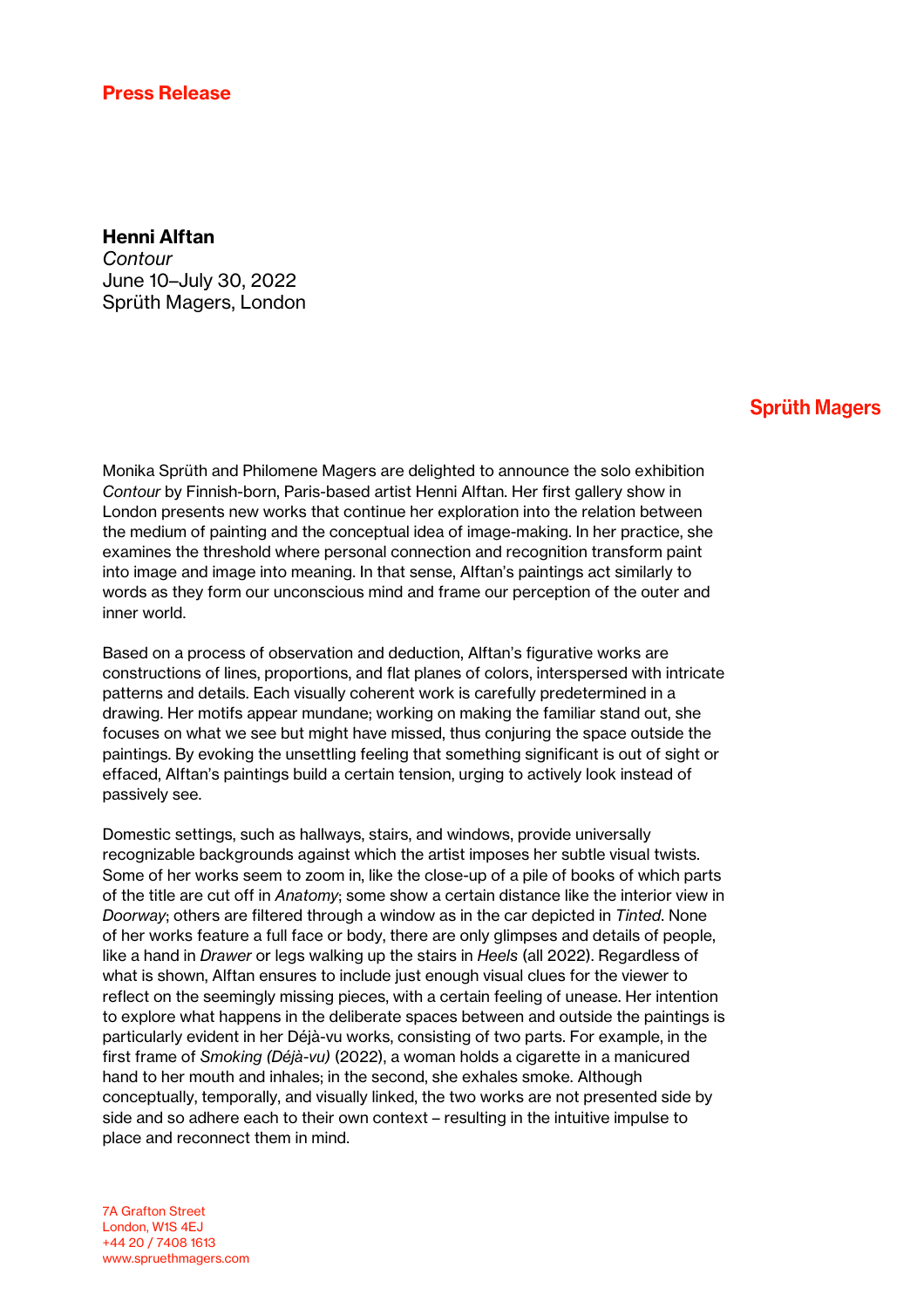**Press Release**

**Henni Alftan**
*Contour*
June 10–July 30, 2022
Sprüth Magers, London

**Sprüth Magers**

Monika Sprüth and Philomene Magers are delighted to announce the solo exhibition *Contour* by Finnish-born, Paris-based artist Henni Alftan. Her first gallery show in London presents new works that continue her exploration into the relation between the medium of painting and the conceptual idea of image-making. In her practice, she examines the threshold where personal connection and recognition transform paint into image and image into meaning. In that sense, Alftan's paintings act similarly to words as they form our unconscious mind and frame our perception of the outer and inner world.

Based on a process of observation and deduction, Alftan's figurative works are constructions of lines, proportions, and flat planes of colors, interspersed with intricate patterns and details. Each visually coherent work is carefully predetermined in a drawing. Her motifs appear mundane; working on making the familiar stand out, she focuses on what we see but might have missed, thus conjuring the space outside the paintings. By evoking the unsettling feeling that something significant is out of sight or effaced, Alftan's paintings build a certain tension, urging to actively look instead of passively see.

Domestic settings, such as hallways, stairs, and windows, provide universally recognizable backgrounds against which the artist imposes her subtle visual twists. Some of her works seem to zoom in, like the close-up of a pile of books of which parts of the title are cut off in *Anatomy*; some show a certain distance like the interior view in *Doorway*; others are filtered through a window as in the car depicted in *Tinted*. None of her works feature a full face or body, there are only glimpses and details of people, like a hand in *Drawer* or legs walking up the stairs in *Heels* (all 2022). Regardless of what is shown, Alftan ensures to include just enough visual clues for the viewer to reflect on the seemingly missing pieces, with a certain feeling of unease. Her intention to explore what happens in the deliberate spaces between and outside the paintings is particularly evident in her Déjà-vu works, consisting of two parts. For example, in the first frame of *Smoking (Déjà-vu)* (2022), a woman holds a cigarette in a manicured hand to her mouth and inhales; in the second, she exhales smoke. Although conceptually, temporally, and visually linked, the two works are not presented side by side and so adhere each to their own context – resulting in the intuitive impulse to place and reconnect them in mind.

7A Grafton Street
London, W1S 4EJ
+44 20 / 7408 1613
www.spruethmagers.com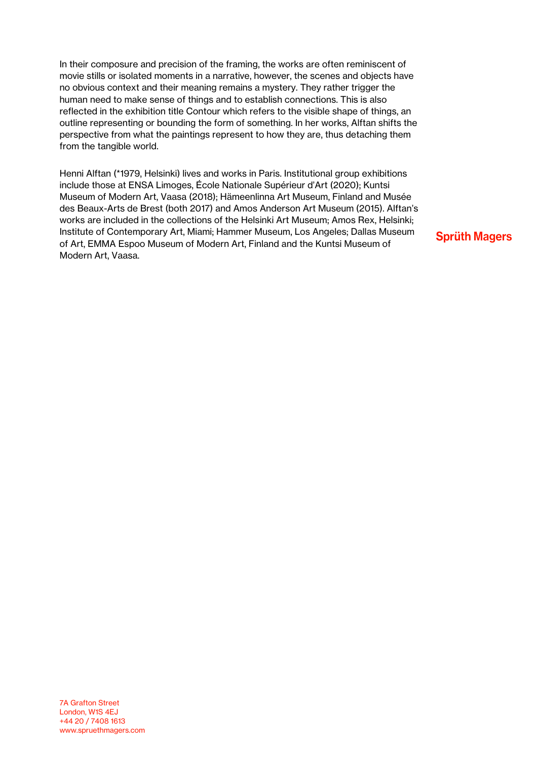In their composure and precision of the framing, the works are often reminiscent of movie stills or isolated moments in a narrative, however, the scenes and objects have no obvious context and their meaning remains a mystery. They rather trigger the human need to make sense of things and to establish connections. This is also reflected in the exhibition title Contour which refers to the visible shape of things, an outline representing or bounding the form of something. In her works, Alftan shifts the perspective from what the paintings represent to how they are, thus detaching them from the tangible world.

Henni Alftan (*1979, Helsinki) lives and works in Paris. Institutional group exhibitions include those at ENSA Limoges, École Nationale Supérieur d'Art (2020); Kuntsi Museum of Modern Art, Vaasa (2018); Hämeenlinna Art Museum, Finland and Musée des Beaux-Arts de Brest (both 2017) and Amos Anderson Art Museum (2015). Alftan's works are included in the collections of the Helsinki Art Museum; Amos Rex, Helsinki; Institute of Contemporary Art, Miami; Hammer Museum, Los Angeles; Dallas Museum of Art, EMMA Espoo Museum of Modern Art, Finland and the Kuntsi Museum of Modern Art, Vaasa.

Sprüth Magers

7A Grafton Street
London, W1S 4EJ
+44 20 / 7408 1613
www.spruethmagers.com